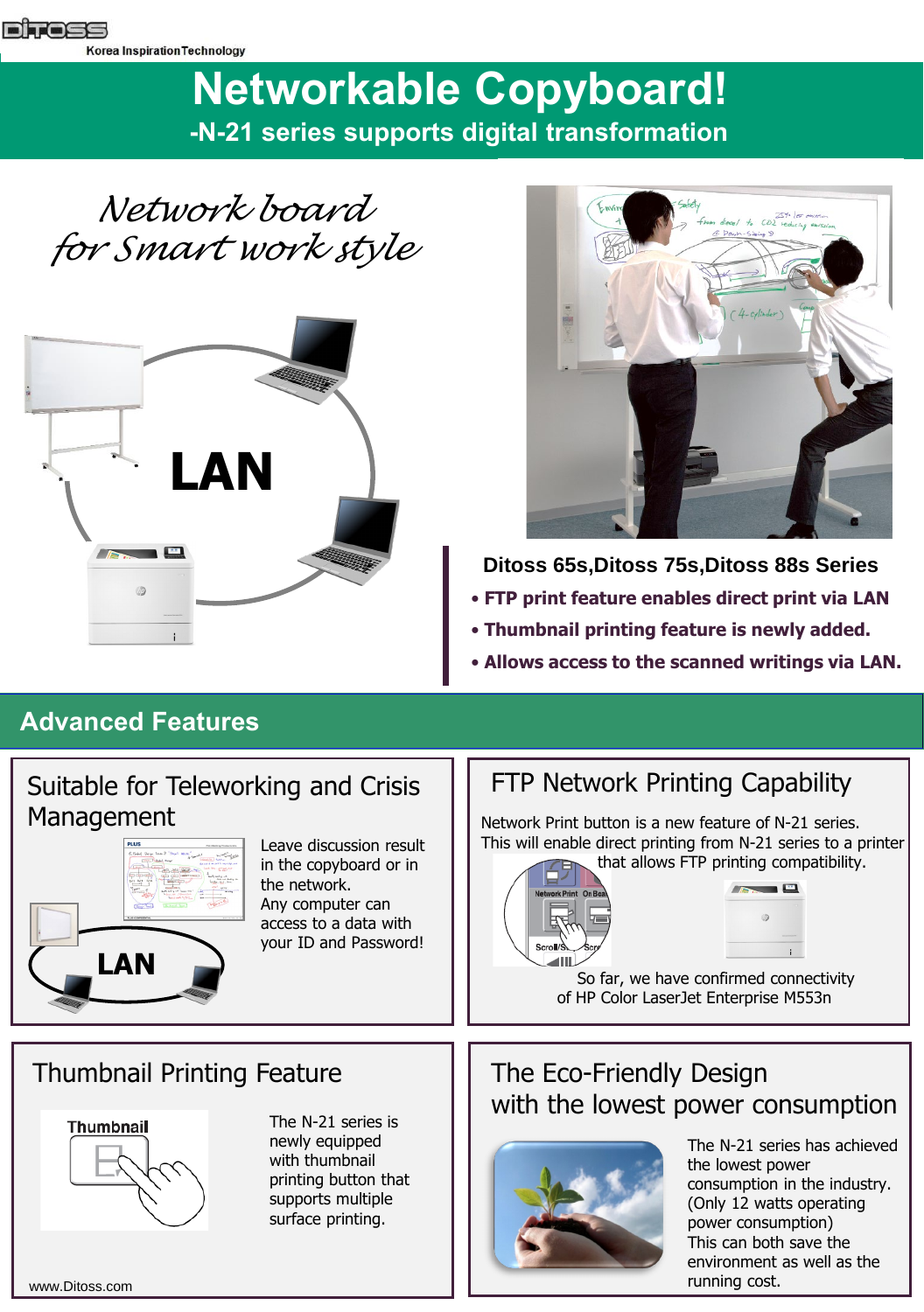DITOSS

Korea Inspiration Technology

# Networkable Copyboard!

## -N-21 series supports digital transformation

*Network board for Smart work style*

LAN

### Ditoss 65s,Ditoss 75s,Ditoss 88s Series

- **FTP print feature enables direct print via LAN**
- **Thumbnail printing feature is newly added.**
- **Allows access to the scanned writings via LAN.**

## Advanced Features

### Suitable for Teleworking and Crisis Management

Leave discussion result in the copyboard or in the network.
Any computer can access to a data with your ID and Password!

LAN

### FTP Network Printing Capability

Network Print button is a new feature of N-21 series.
This will enable direct printing from N-21 series to a printer that allows FTP printing compatibility.

So far, we have confirmed connectivity of HP Color LaserJet Enterprise M553n

### Thumbnail Printing Feature

Thumbnail

The N-21 series is newly equipped with thumbnail printing button that supports multiple surface printing.

### The Eco-Friendly Design with the lowest power consumption

The N-21 series has achieved the lowest power consumption in the industry. (Only 12 watts operating power consumption)
This can both save the environment as well as the running cost.

www.Ditoss.com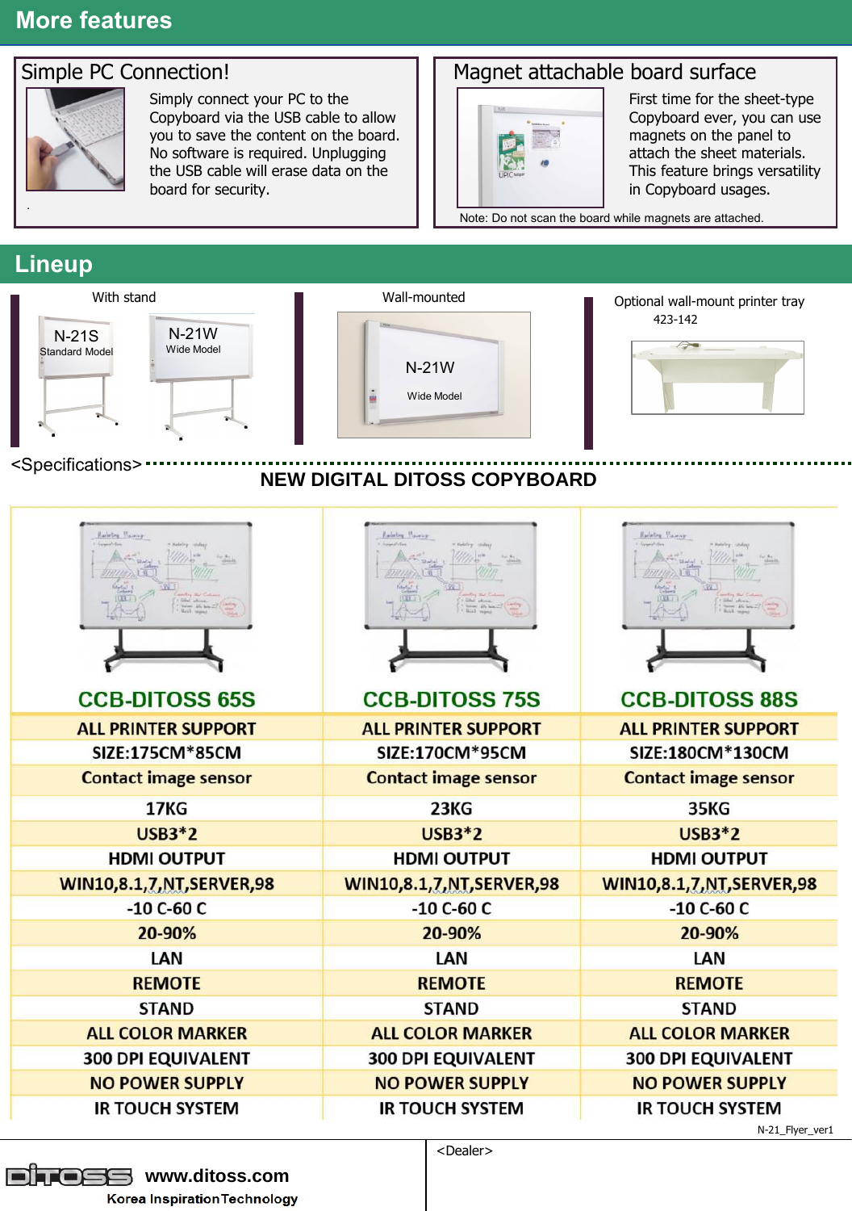## More features

### Simple PC Connection!

Simply connect your PC to the Copyboard via the USB cable to allow you to save the content on the board. No software is required. Unplugging the USB cable will erase data on the board for security.

### Magnet attachable board surface

First time for the sheet-type Copyboard ever, you can use magnets on the panel to attach the sheet materials. This feature brings versatility in Copyboard usages.

Note: Do not scan the board while magnets are attached.

## Lineup

With stand

N-21S Standard Model

N-21W Wide Model

Wall-mounted

N-21W Wide Model

Optional wall-mount printer tray 423-142

<Specifications>

### NEW DIGITAL DITOSS COPYBOARD

| CCB-DITOSS 65S | CCB-DITOSS 75S | CCB-DITOSS 88S |
|---|---|---|
| ALL PRINTER SUPPORT | ALL PRINTER SUPPORT | ALL PRINTER SUPPORT |
| SIZE:175CM*85CM | SIZE:170CM*95CM | SIZE:180CM*130CM |
| Contact image sensor | Contact image sensor | Contact image sensor |
| 17KG | 23KG | 35KG |
| USB3*2 | USB3*2 | USB3*2 |
| HDMI OUTPUT | HDMI OUTPUT | HDMI OUTPUT |
| WIN10,8.1,7,NT,SERVER,98 | WIN10,8.1,7,NT,SERVER,98 | WIN10,8.1,7,NT,SERVER,98 |
| -10 C-60 C | -10 C-60 C | -10 C-60 C |
| 20-90% | 20-90% | 20-90% |
| LAN | LAN | LAN |
| REMOTE | REMOTE | REMOTE |
| STAND | STAND | STAND |
| ALL COLOR MARKER | ALL COLOR MARKER | ALL COLOR MARKER |
| 300 DPI EQUIVALENT | 300 DPI EQUIVALENT | 300 DPI EQUIVALENT |
| NO POWER SUPPLY | NO POWER SUPPLY | NO POWER SUPPLY |
| IR TOUCH SYSTEM | IR TOUCH SYSTEM | IR TOUCH SYSTEM |

N-21_Flyer_ver1

DITOSS www.ditoss.com

Korea Inspiration Technology

<Dealer>